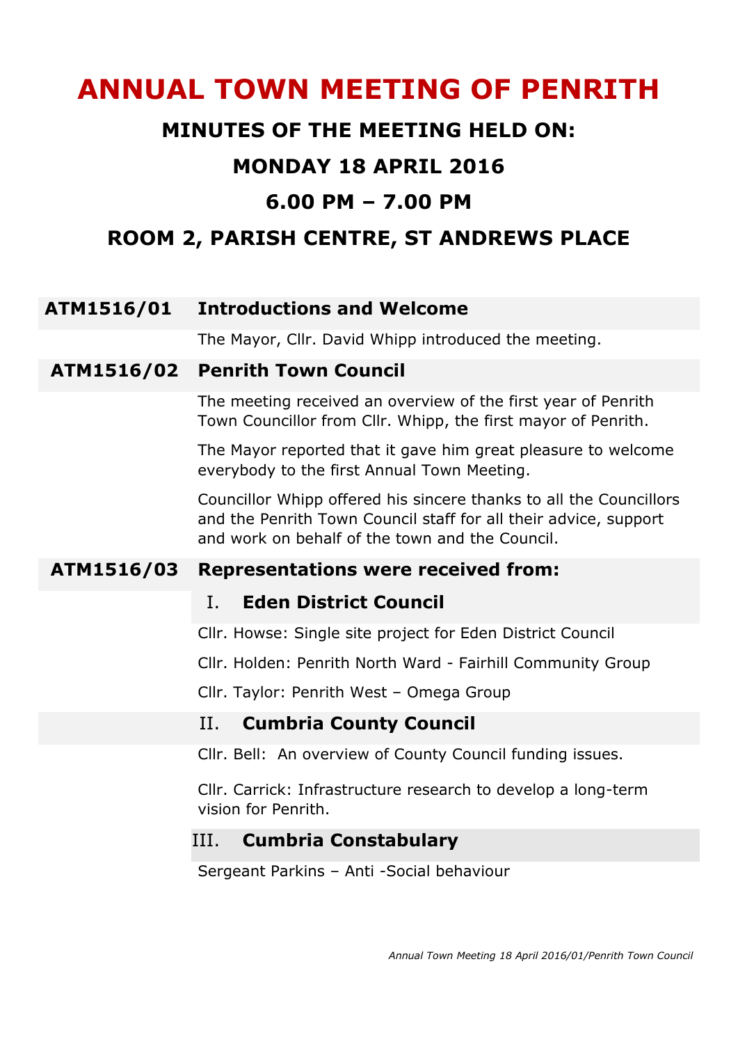# ANNUAL TOWN MEETING OF PENRITH

## MINUTES OF THE MEETING HELD ON:

## MONDAY 18 APRIL 2016

## 6.00 PM – 7.00 PM

## ROOM 2, PARISH CENTRE, ST ANDREWS PLACE

### ATM1516/01 Introductions and Welcome

The Mayor, Cllr. David Whipp introduced the meeting.

### ATM1516/02 Penrith Town Council

The meeting received an overview of the first year of Penrith Town Councillor from Cllr. Whipp, the first mayor of Penrith.

The Mayor reported that it gave him great pleasure to welcome everybody to the first Annual Town Meeting.

Councillor Whipp offered his sincere thanks to all the Councillors and the Penrith Town Council staff for all their advice, support and work on behalf of the town and the Council.

### ATM1516/03 Representations were received from:

#### I. Eden District Council

Cllr. Howse: Single site project for Eden District Council

Cllr. Holden: Penrith North Ward - Fairhill Community Group

Cllr. Taylor: Penrith West – Omega Group

#### II. Cumbria County Council

Cllr. Bell: An overview of County Council funding issues.

Cllr. Carrick: Infrastructure research to develop a long-term vision for Penrith.

#### III. Cumbria Constabulary

Sergeant Parkins – Anti -Social behaviour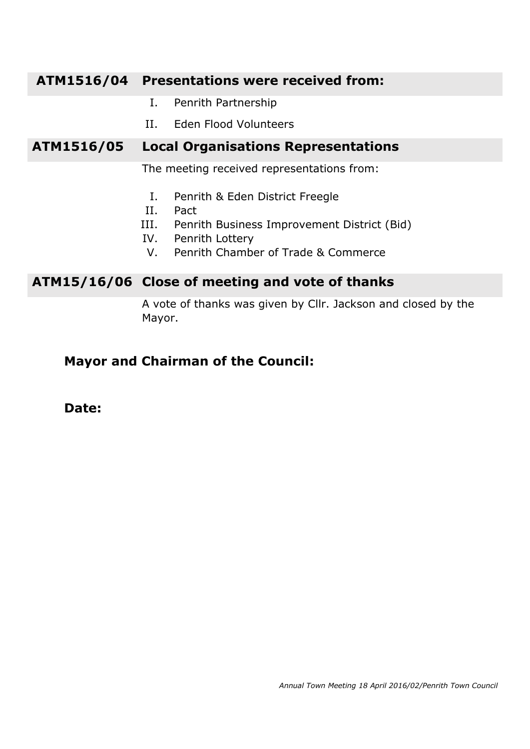## ATM1516/04 Presentations were received from:

I. Penrith Partnership

II. Eden Flood Volunteers

## ATM1516/05 Local Organisations Representations

The meeting received representations from:

I. Penrith & Eden District Freegle
II. Pact
III. Penrith Business Improvement District (Bid)
IV. Penrith Lottery
V. Penrith Chamber of Trade & Commerce

## ATM15/16/06 Close of meeting and vote of thanks

A vote of thanks was given by Cllr. Jackson and closed by the Mayor.

**Mayor and Chairman of the Council:**

**Date:**